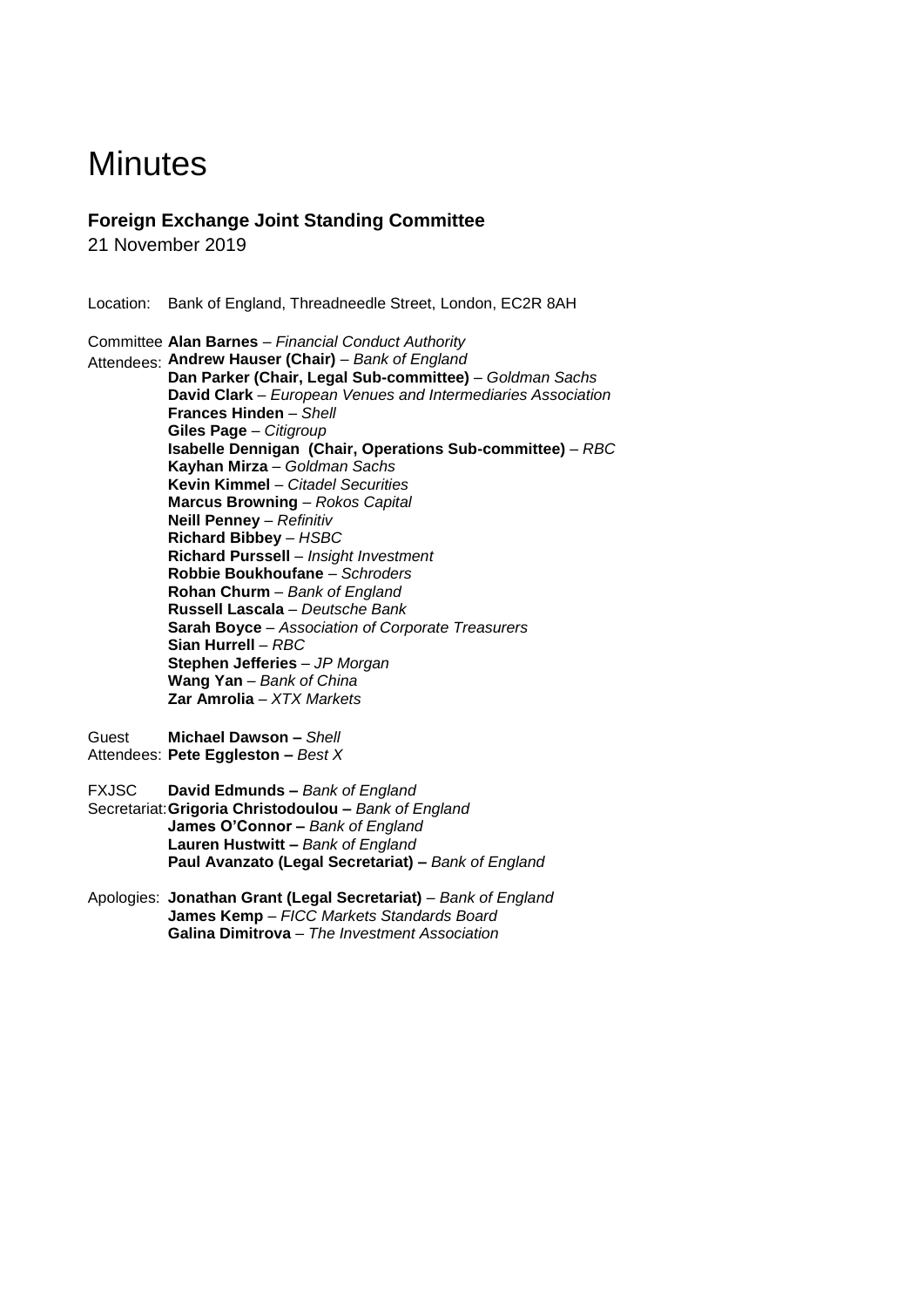# Minutes

**Foreign Exchange Joint Standing Committee**

21 November 2019

Location: Bank of England, Threadneedle Street, London, EC2R 8AH

Committee Attendees:

**Alan Barnes** – *Financial Conduct Authority*
**Andrew Hauser (Chair)** – *Bank of England*
**Dan Parker (Chair, Legal Sub-committee)** – *Goldman Sachs*
**David Clark** – *European Venues and Intermediaries Association*
**Frances Hinden** – *Shell*
**Giles Page** – *Citigroup*
**Isabelle Dennigan (Chair, Operations Sub-committee)** – *RBC*
**Kayhan Mirza** – *Goldman Sachs*
**Kevin Kimmel** – *Citadel Securities*
**Marcus Browning** – *Rokos Capital*
**Neill Penney** – *Refinitiv*
**Richard Bibbey** – *HSBC*
**Richard Purssell** – *Insight Investment*
**Robbie Boukhoufane** – *Schroders*
**Rohan Churm** – *Bank of England*
**Russell Lascala** – *Deutsche Bank*
**Sarah Boyce** – *Association of Corporate Treasurers*
**Sian Hurrell** – *RBC*
**Stephen Jefferies** – *JP Morgan*
**Wang Yan** – *Bank of China*
**Zar Amrolia** – *XTX Markets*

Guest Attendees:

**Michael Dawson –** *Shell*
**Pete Eggleston –** *Best X*

FXJSC Secretariat:

**David Edmunds –** *Bank of England*
**Grigoria Christodoulou –** *Bank of England*
**James O'Connor –** *Bank of England*
**Lauren Hustwitt –** *Bank of England*
**Paul Avanzato (Legal Secretariat) –** *Bank of England*

Apologies:

**Jonathan Grant (Legal Secretariat)** – *Bank of England*
**James Kemp** – *FICC Markets Standards Board*
**Galina Dimitrova** – *The Investment Association*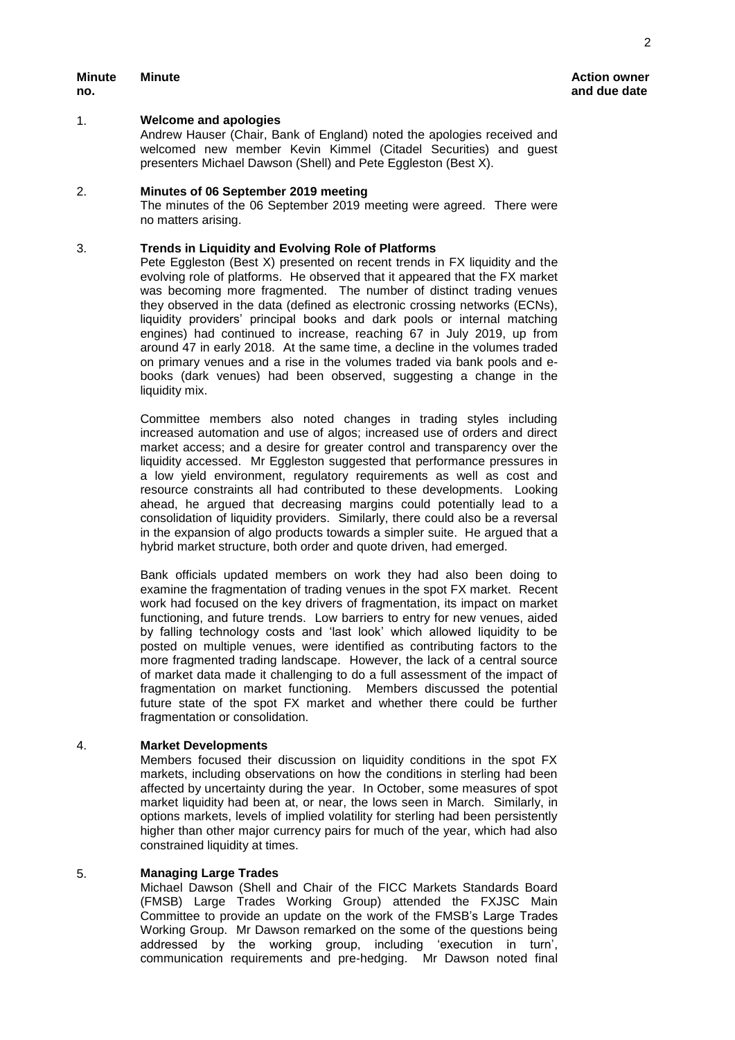| Minute no. | Minute | Action owner and due date |
|---|---|---|
| 1. | **Welcome and apologies**<br>Andrew Hauser (Chair, Bank of England) noted the apologies received and welcomed new member Kevin Kimmel (Citadel Securities) and guest presenters Michael Dawson (Shell) and Pete Eggleston (Best X). | |
| 2. | **Minutes of 06 September 2019 meeting**<br>The minutes of the 06 September 2019 meeting were agreed. There were no matters arising. | |
| 3. | **Trends in Liquidity and Evolving Role of Platforms**<br>Pete Eggleston (Best X) presented on recent trends in FX liquidity and the evolving role of platforms. He observed that it appeared that the FX market was becoming more fragmented. The number of distinct trading venues they observed in the data (defined as electronic crossing networks (ECNs), liquidity providers' principal books and dark pools or internal matching engines) had continued to increase, reaching 67 in July 2019, up from around 47 in early 2018. At the same time, a decline in the volumes traded on primary venues and a rise in the volumes traded via bank pools and e-books (dark venues) had been observed, suggesting a change in the liquidity mix.<br><br>Committee members also noted changes in trading styles including increased automation and use of algos; increased use of orders and direct market access; and a desire for greater control and transparency over the liquidity accessed. Mr Eggleston suggested that performance pressures in a low yield environment, regulatory requirements as well as cost and resource constraints all had contributed to these developments. Looking ahead, he argued that decreasing margins could potentially lead to a consolidation of liquidity providers. Similarly, there could also be a reversal in the expansion of algo products towards a simpler suite. He argued that a hybrid market structure, both order and quote driven, had emerged.<br><br>Bank officials updated members on work they had also been doing to examine the fragmentation of trading venues in the spot FX market. Recent work had focused on the key drivers of fragmentation, its impact on market functioning, and future trends. Low barriers to entry for new venues, aided by falling technology costs and 'last look' which allowed liquidity to be posted on multiple venues, were identified as contributing factors to the more fragmented trading landscape. However, the lack of a central source of market data made it challenging to do a full assessment of the impact of fragmentation on market functioning. Members discussed the potential future state of the spot FX market and whether there could be further fragmentation or consolidation. | |
| 4. | **Market Developments**<br>Members focused their discussion on liquidity conditions in the spot FX markets, including observations on how the conditions in sterling had been affected by uncertainty during the year. In October, some measures of spot market liquidity had been at, or near, the lows seen in March. Similarly, in options markets, levels of implied volatility for sterling had been persistently higher than other major currency pairs for much of the year, which had also constrained liquidity at times. | |
| 5. | **Managing Large Trades**<br>Michael Dawson (Shell and Chair of the FICC Markets Standards Board (FMSB) Large Trades Working Group) attended the FXJSC Main Committee to provide an update on the work of the FMSB's Large Trades Working Group. Mr Dawson remarked on the some of the questions being addressed by the working group, including 'execution in turn', communication requirements and pre-hedging. Mr Dawson noted final | |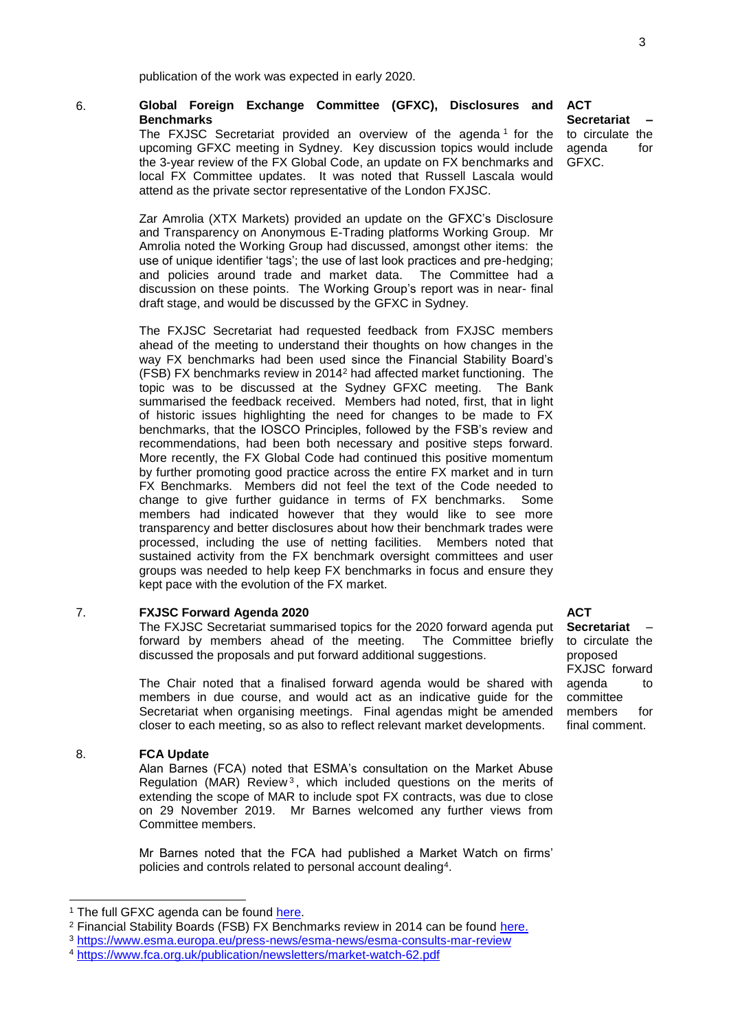publication of the work was expected in early 2020.

6. **Global Foreign Exchange Committee (GFXC), Disclosures and Benchmarks**

**ACT Secretariat** – to circulate the agenda for GFXC.

The FXJSC Secretariat provided an overview of the agenda[1] for the upcoming GFXC meeting in Sydney. Key discussion topics would include the 3-year review of the FX Global Code, an update on FX benchmarks and local FX Committee updates. It was noted that Russell Lascala would attend as the private sector representative of the London FXJSC.

Zar Amrolia (XTX Markets) provided an update on the GFXC's Disclosure and Transparency on Anonymous E-Trading platforms Working Group. Mr Amrolia noted the Working Group had discussed, amongst other items: the use of unique identifier 'tags'; the use of last look practices and pre-hedging; and policies around trade and market data. The Committee had a discussion on these points. The Working Group's report was in near- final draft stage, and would be discussed by the GFXC in Sydney.

The FXJSC Secretariat had requested feedback from FXJSC members ahead of the meeting to understand their thoughts on how changes in the way FX benchmarks had been used since the Financial Stability Board's (FSB) FX benchmarks review in 2014[2] had affected market functioning. The topic was to be discussed at the Sydney GFXC meeting. The Bank summarised the feedback received. Members had noted, first, that in light of historic issues highlighting the need for changes to be made to FX benchmarks, that the IOSCO Principles, followed by the FSB's review and recommendations, had been both necessary and positive steps forward. More recently, the FX Global Code had continued this positive momentum by further promoting good practice across the entire FX market and in turn FX Benchmarks. Members did not feel the text of the Code needed to change to give further guidance in terms of FX benchmarks. Some members had indicated however that they would like to see more transparency and better disclosures about how their benchmark trades were processed, including the use of netting facilities. Members noted that sustained activity from the FX benchmark oversight committees and user groups was needed to help keep FX benchmarks in focus and ensure they kept pace with the evolution of the FX market.

7. **FXJSC Forward Agenda 2020**

**ACT Secretariat** – to circulate the proposed FXJSC forward agenda to committee members for final comment.

The FXJSC Secretariat summarised topics for the 2020 forward agenda put forward by members ahead of the meeting. The Committee briefly discussed the proposals and put forward additional suggestions.

The Chair noted that a finalised forward agenda would be shared with members in due course, and would act as an indicative guide for the Secretariat when organising meetings. Final agendas might be amended closer to each meeting, so as also to reflect relevant market developments.

8. **FCA Update**

Alan Barnes (FCA) noted that ESMA's consultation on the Market Abuse Regulation (MAR) Review[3], which included questions on the merits of extending the scope of MAR to include spot FX contracts, was due to close on 29 November 2019. Mr Barnes welcomed any further views from Committee members.

Mr Barnes noted that the FCA had published a Market Watch on firms' policies and controls related to personal account dealing[4].

---

[1] The full GFXC agenda can be found here.

[2] Financial Stability Boards (FSB) FX Benchmarks review in 2014 can be found here.

[3] https://www.esma.europa.eu/press-news/esma-news/esma-consults-mar-review

[4] https://www.fca.org.uk/publication/newsletters/market-watch-62.pdf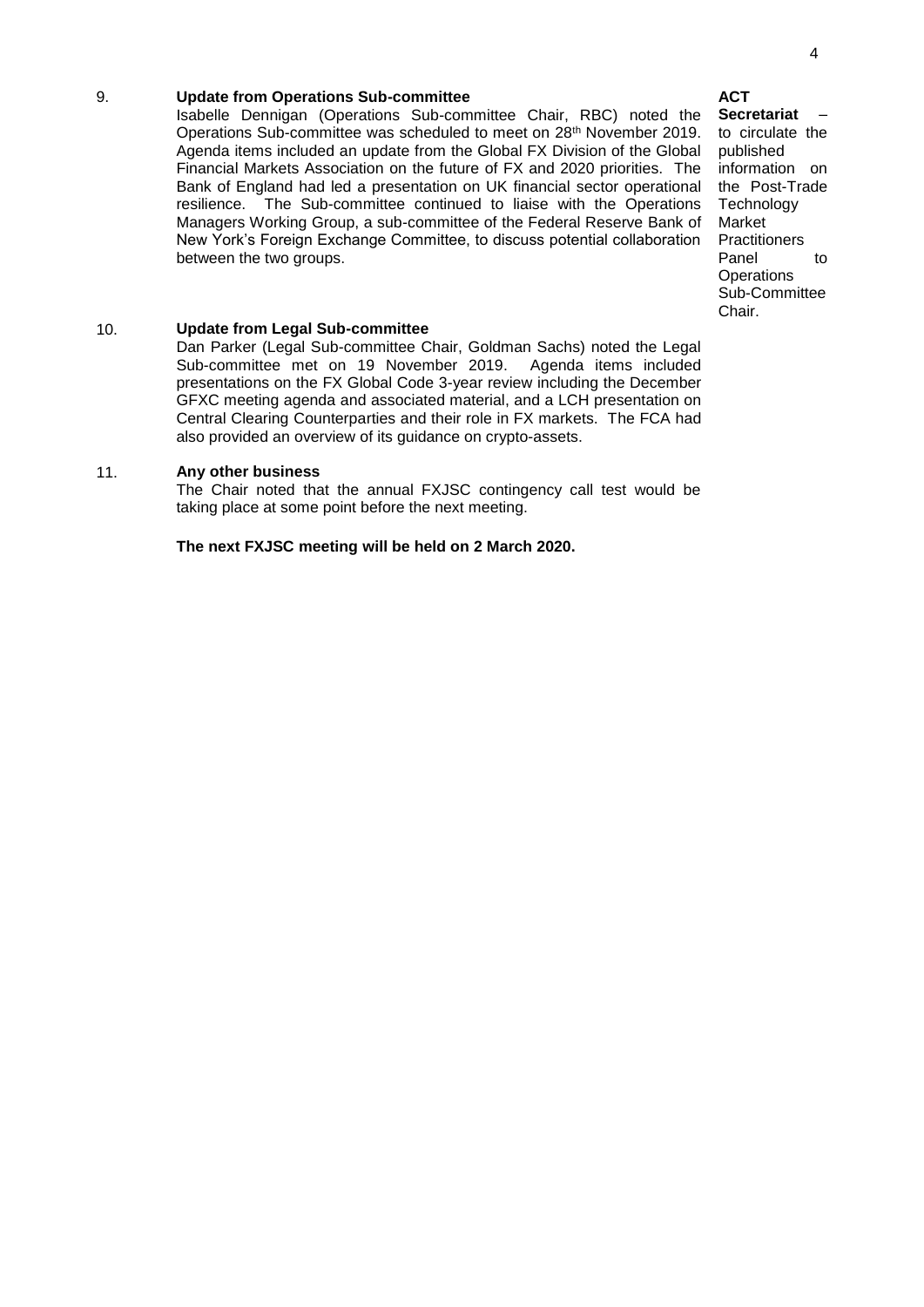### 9. Update from Operations Sub-committee

Isabelle Dennigan (Operations Sub-committee Chair, RBC) noted the Operations Sub-committee was scheduled to meet on 28th November 2019. Agenda items included an update from the Global FX Division of the Global Financial Markets Association on the future of FX and 2020 priorities. The Bank of England had led a presentation on UK financial sector operational resilience. The Sub-committee continued to liaise with the Operations Managers Working Group, a sub-committee of the Federal Reserve Bank of New York's Foreign Exchange Committee, to discuss potential collaboration between the two groups.

**ACT**

**Secretariat** – to circulate the published information on the Post-Trade Technology Market Practitioners Panel to Operations Sub-Committee Chair.

### 10. Update from Legal Sub-committee

Dan Parker (Legal Sub-committee Chair, Goldman Sachs) noted the Legal Sub-committee met on 19 November 2019. Agenda items included presentations on the FX Global Code 3-year review including the December GFXC meeting agenda and associated material, and a LCH presentation on Central Clearing Counterparties and their role in FX markets. The FCA had also provided an overview of its guidance on crypto-assets.

### 11. Any other business

The Chair noted that the annual FXJSC contingency call test would be taking place at some point before the next meeting.

**The next FXJSC meeting will be held on 2 March 2020.**